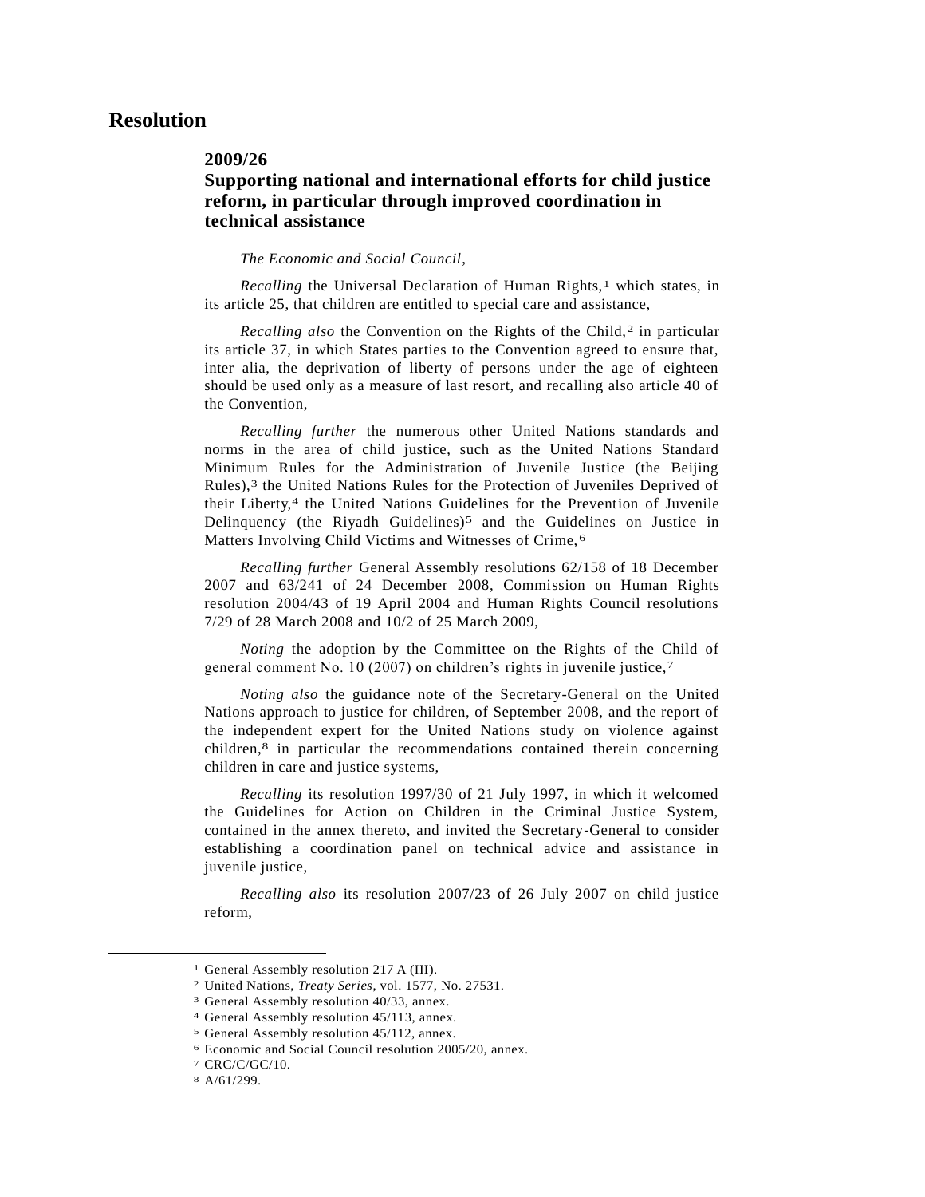# Resolution

## 2009/26
## Supporting national and international efforts for child justice reform, in particular through improved coordination in technical assistance

*The Economic and Social Council*,

*Recalling* the Universal Declaration of Human Rights,[1] which states, in its article 25, that children are entitled to special care and assistance,

*Recalling also* the Convention on the Rights of the Child,[2] in particular its article 37, in which States parties to the Convention agreed to ensure that, inter alia, the deprivation of liberty of persons under the age of eighteen should be used only as a measure of last resort, and recalling also article 40 of the Convention,

*Recalling further* the numerous other United Nations standards and norms in the area of child justice, such as the United Nations Standard Minimum Rules for the Administration of Juvenile Justice (the Beijing Rules),[3] the United Nations Rules for the Protection of Juveniles Deprived of their Liberty,[4] the United Nations Guidelines for the Prevention of Juvenile Delinquency (the Riyadh Guidelines)[5] and the Guidelines on Justice in Matters Involving Child Victims and Witnesses of Crime,[6]

*Recalling further* General Assembly resolutions 62/158 of 18 December 2007 and 63/241 of 24 December 2008, Commission on Human Rights resolution 2004/43 of 19 April 2004 and Human Rights Council resolutions 7/29 of 28 March 2008 and 10/2 of 25 March 2009,

*Noting* the adoption by the Committee on the Rights of the Child of general comment No. 10 (2007) on children's rights in juvenile justice,[7]

*Noting also* the guidance note of the Secretary-General on the United Nations approach to justice for children, of September 2008, and the report of the independent expert for the United Nations study on violence against children,[8] in particular the recommendations contained therein concerning children in care and justice systems,

*Recalling* its resolution 1997/30 of 21 July 1997, in which it welcomed the Guidelines for Action on Children in the Criminal Justice System, contained in the annex thereto, and invited the Secretary-General to consider establishing a coordination panel on technical advice and assistance in juvenile justice,

*Recalling also* its resolution 2007/23 of 26 July 2007 on child justice reform,

---

[1] General Assembly resolution 217 A (III).

[2] United Nations, *Treaty Series*, vol. 1577, No. 27531.

[3] General Assembly resolution 40/33, annex.

[4] General Assembly resolution 45/113, annex.

[5] General Assembly resolution 45/112, annex.

[6] Economic and Social Council resolution 2005/20, annex.

[7] CRC/C/GC/10.

[8] A/61/299.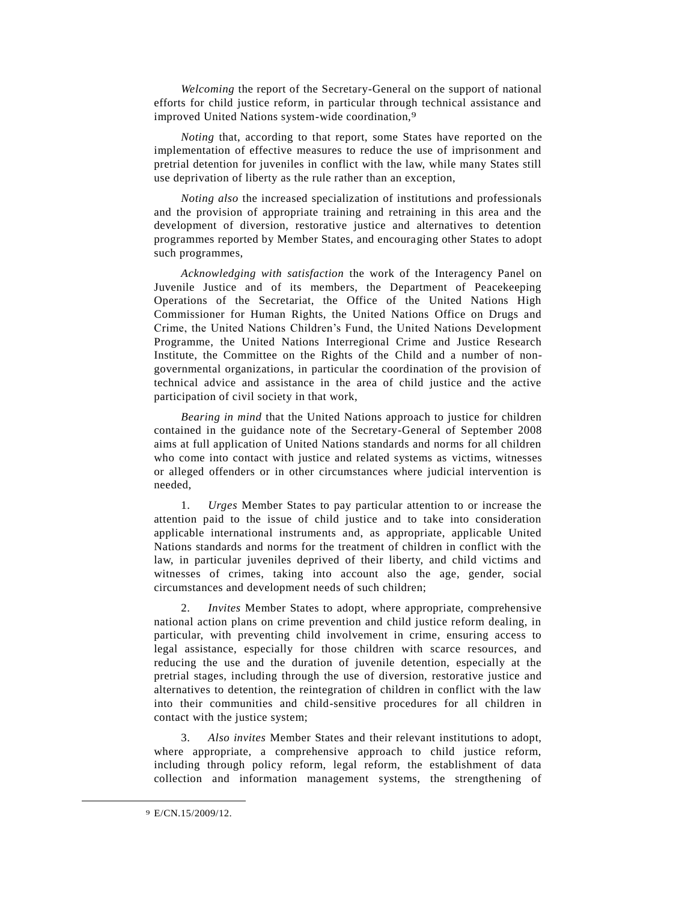*Welcoming* the report of the Secretary-General on the support of national efforts for child justice reform, in particular through technical assistance and improved United Nations system-wide coordination,[9]

*Noting* that, according to that report, some States have reported on the implementation of effective measures to reduce the use of imprisonment and pretrial detention for juveniles in conflict with the law, while many States still use deprivation of liberty as the rule rather than an exception,

*Noting also* the increased specialization of institutions and professionals and the provision of appropriate training and retraining in this area and the development of diversion, restorative justice and alternatives to detention programmes reported by Member States, and encouraging other States to adopt such programmes,

*Acknowledging with satisfaction* the work of the Interagency Panel on Juvenile Justice and of its members, the Department of Peacekeeping Operations of the Secretariat, the Office of the United Nations High Commissioner for Human Rights, the United Nations Office on Drugs and Crime, the United Nations Children's Fund, the United Nations Development Programme, the United Nations Interregional Crime and Justice Research Institute, the Committee on the Rights of the Child and a number of non-governmental organizations, in particular the coordination of the provision of technical advice and assistance in the area of child justice and the active participation of civil society in that work,

*Bearing in mind* that the United Nations approach to justice for children contained in the guidance note of the Secretary-General of September 2008 aims at full application of United Nations standards and norms for all children who come into contact with justice and related systems as victims, witnesses or alleged offenders or in other circumstances where judicial intervention is needed,

1. *Urges* Member States to pay particular attention to or increase the attention paid to the issue of child justice and to take into consideration applicable international instruments and, as appropriate, applicable United Nations standards and norms for the treatment of children in conflict with the law, in particular juveniles deprived of their liberty, and child victims and witnesses of crimes, taking into account also the age, gender, social circumstances and development needs of such children;

2. *Invites* Member States to adopt, where appropriate, comprehensive national action plans on crime prevention and child justice reform dealing, in particular, with preventing child involvement in crime, ensuring access to legal assistance, especially for those children with scarce resources, and reducing the use and the duration of juvenile detention, especially at the pretrial stages, including through the use of diversion, restorative justice and alternatives to detention, the reintegration of children in conflict with the law into their communities and child-sensitive procedures for all children in contact with the justice system;

3. *Also invites* Member States and their relevant institutions to adopt, where appropriate, a comprehensive approach to child justice reform, including through policy reform, legal reform, the establishment of data collection and information management systems, the strengthening of

---

[9] E/CN.15/2009/12.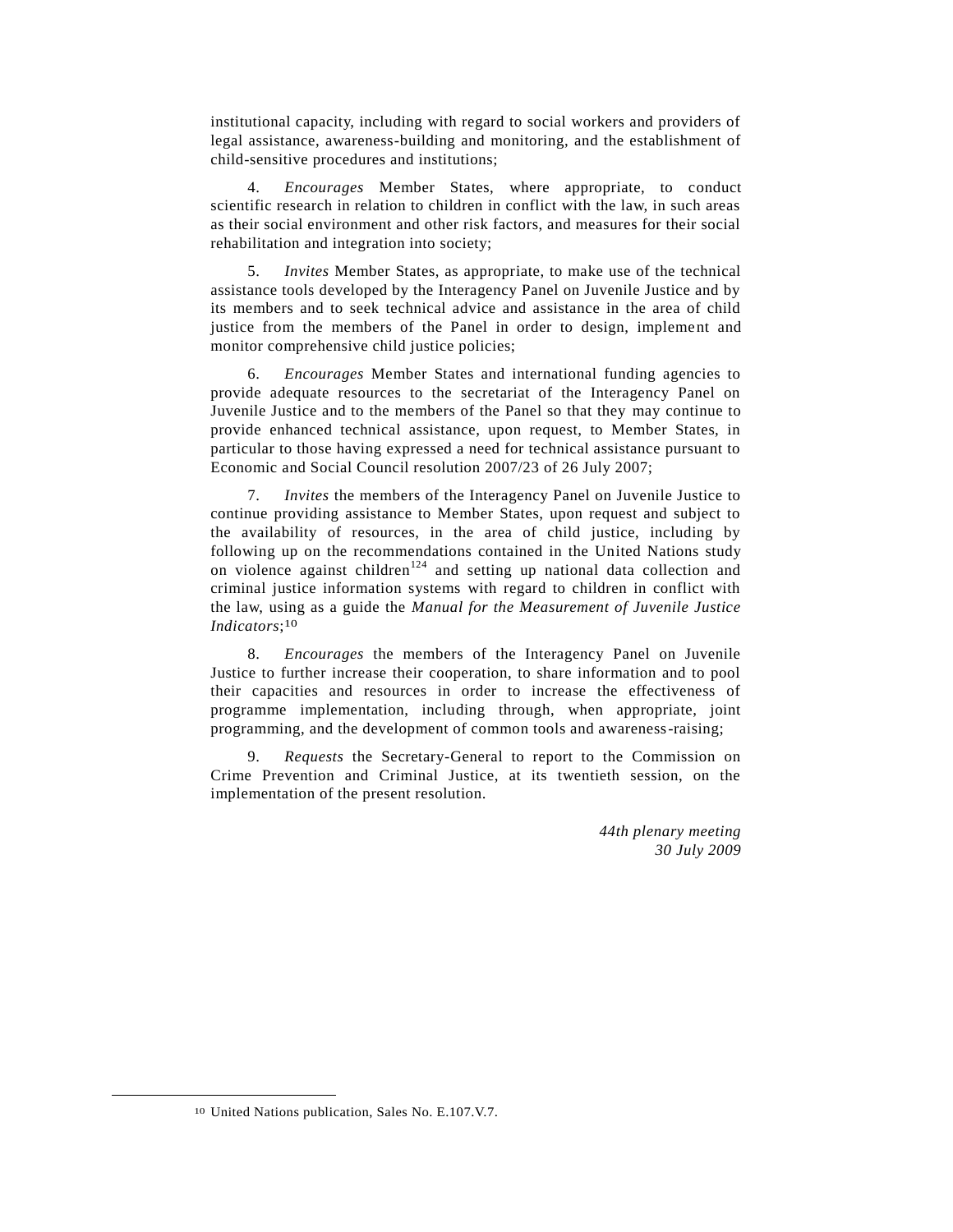institutional capacity, including with regard to social workers and providers of legal assistance, awareness-building and monitoring, and the establishment of child-sensitive procedures and institutions;

4. *Encourages* Member States, where appropriate, to conduct scientific research in relation to children in conflict with the law, in such areas as their social environment and other risk factors, and measures for their social rehabilitation and integration into society;

5. *Invites* Member States, as appropriate, to make use of the technical assistance tools developed by the Interagency Panel on Juvenile Justice and by its members and to seek technical advice and assistance in the area of child justice from the members of the Panel in order to design, implement and monitor comprehensive child justice policies;

6. *Encourages* Member States and international funding agencies to provide adequate resources to the secretariat of the Interagency Panel on Juvenile Justice and to the members of the Panel so that they may continue to provide enhanced technical assistance, upon request, to Member States, in particular to those having expressed a need for technical assistance pursuant to Economic and Social Council resolution 2007/23 of 26 July 2007;

7. *Invites* the members of the Interagency Panel on Juvenile Justice to continue providing assistance to Member States, upon request and subject to the availability of resources, in the area of child justice, including by following up on the recommendations contained in the United Nations study on violence against children[124] and setting up national data collection and criminal justice information systems with regard to children in conflict with the law, using as a guide the *Manual for the Measurement of Juvenile Justice Indicators*;[10]

8. *Encourages* the members of the Interagency Panel on Juvenile Justice to further increase their cooperation, to share information and to pool their capacities and resources in order to increase the effectiveness of programme implementation, including through, when appropriate, joint programming, and the development of common tools and awareness-raising;

9. *Requests* the Secretary-General to report to the Commission on Crime Prevention and Criminal Justice, at its twentieth session, on the implementation of the present resolution.

*44th plenary meeting*
*30 July 2009*

---

[10] United Nations publication, Sales No. E.107.V.7.